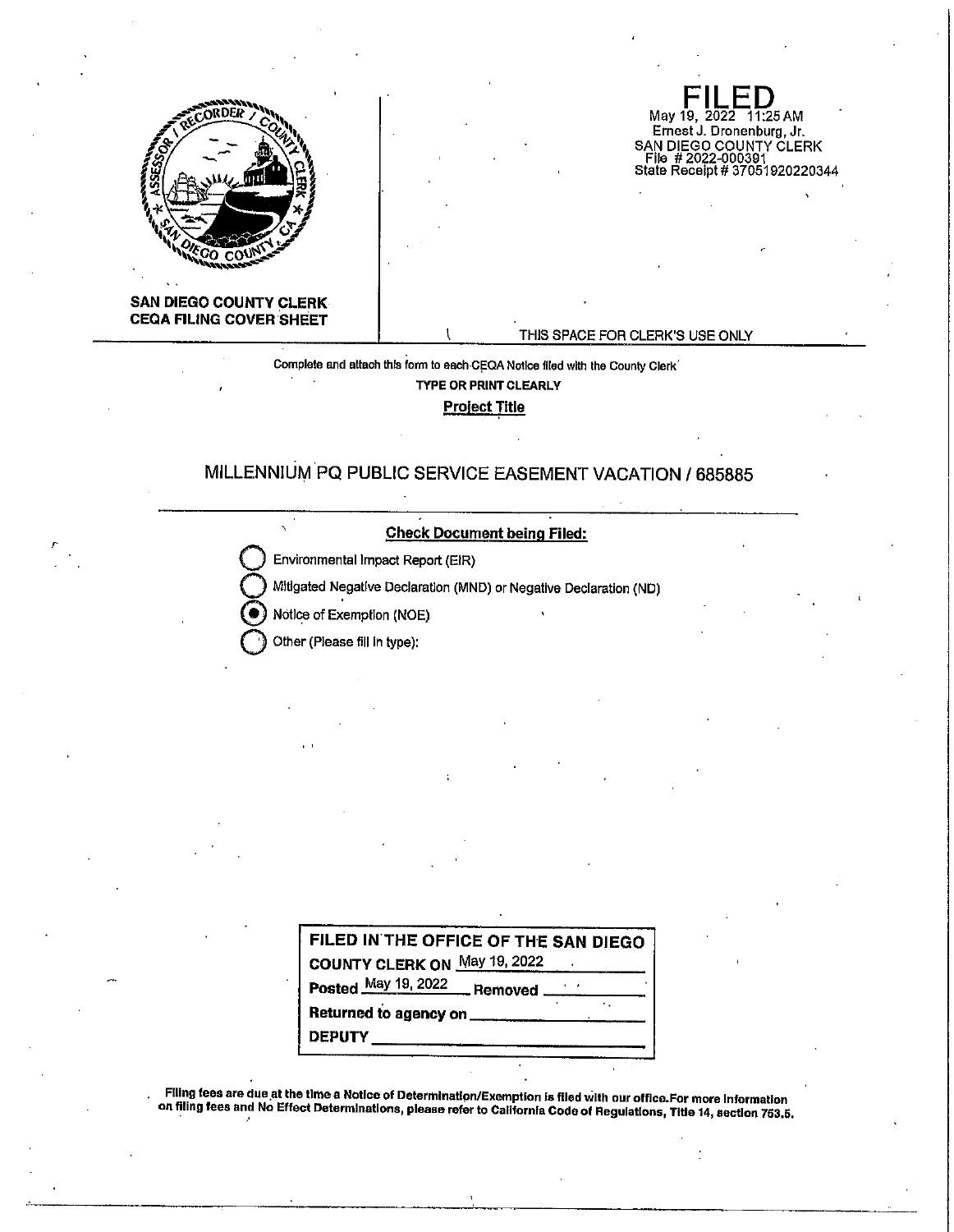**SAN DIEGO COUNTY CLERK**
**CEQA FILING COVER SHEET**

**FILED**
May 19, 2022 11:25 AM
Ernest J. Dronenburg, Jr.
SAN DIEGO COUNTY CLERK
File # 2022-000391
State Receipt # 37051920220344

THIS SPACE FOR CLERK'S USE ONLY

Complete and attach this form to each CEQA Notice filed with the County Clerk

**TYPE OR PRINT CLEARLY**

**Project Title**

MILLENNIUM PQ PUBLIC SERVICE EASEMENT VACATION / 685885

**Check Document being Filed:**

- ( ) Environmental Impact Report (EIR)
- ( ) Mitigated Negative Declaration (MND) or Negative Declaration (ND)
- (●) Notice of Exemption (NOE)
- ( ) Other (Please fill in type):

| FILED IN THE OFFICE OF THE SAN DIEGO COUNTY CLERK ON May 19, 2022 |
|---|
| Posted May 19, 2022 Removed ______ |
| Returned to agency on ______ |
| DEPUTY ______ |

**Filing fees are due at the time a Notice of Determination/Exemption is filed with our office. For more information on filing fees and No Effect Determinations, please refer to California Code of Regulations, Title 14, section 753.5.**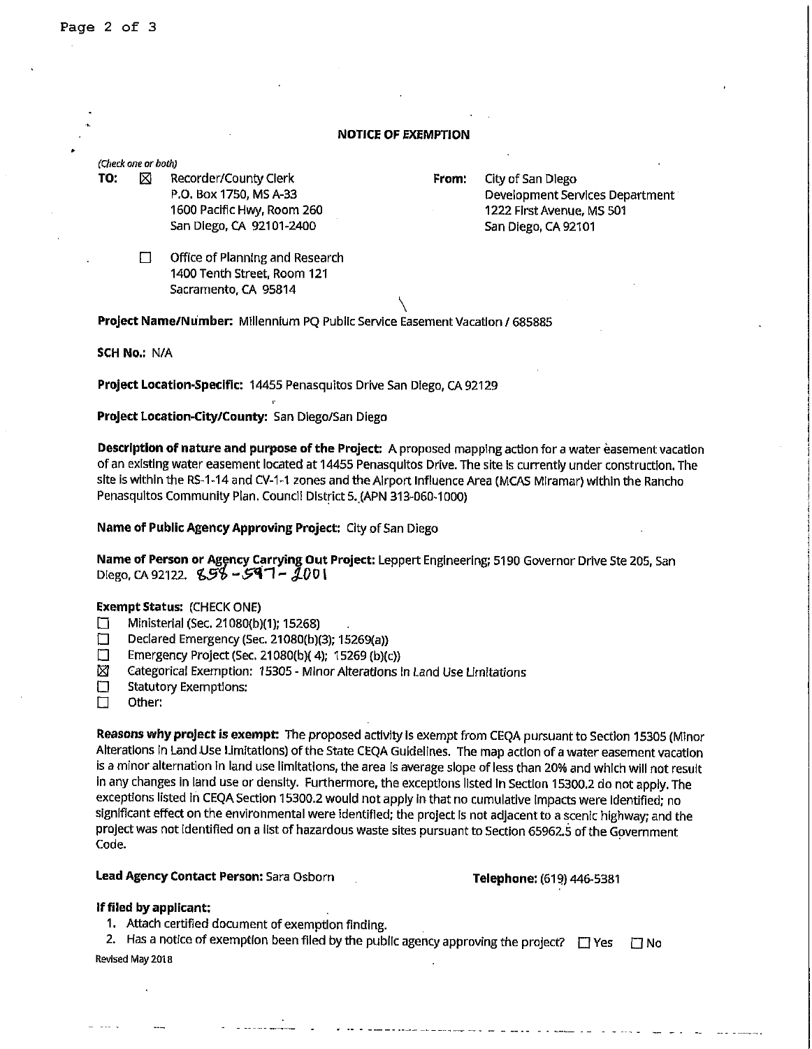**NOTICE OF EXEMPTION**

*(Check one or both)*

**TO:** ☒ Recorder/County Clerk
P.O. Box 1750, MS A-33
1600 Pacific Hwy, Room 260
San Diego, CA 92101-2400

☐ Office of Planning and Research
1400 Tenth Street, Room 121
Sacramento, CA 95814

**From:** City of San Diego
Development Services Department
1222 First Avenue, MS 501
San Diego, CA 92101

**Project Name/Number:** Millennium PQ Public Service Easement Vacation / 685885

**SCH No.:** N/A

**Project Location-Specific:** 14455 Penasquitos Drive San Diego, CA 92129

**Project Location-City/County:** San Diego/San Diego

**Description of nature and purpose of the Project:** A proposed mapping action for a water easement vacation of an existing water easement located at 14455 Penasquitos Drive. The site is currently under construction. The site is within the RS-1-14 and CV-1-1 zones and the Airport Influence Area (MCAS Miramar) within the Rancho Penasquitos Community Plan. Council District 5. (APN 313-060-1000)

**Name of Public Agency Approving Project:** City of San Diego

**Name of Person or Agency Carrying Out Project:** Leppert Engineering; 5190 Governor Drive Ste 205, San Diego, CA 92122. 858-597-2001

**Exempt Status:** (CHECK ONE)

- ☐ Ministerial (Sec. 21080(b)(1); 15268)
- ☐ Declared Emergency (Sec. 21080(b)(3); 15269(a))
- ☐ Emergency Project (Sec. 21080(b)( 4); 15269 (b)(c))
- ☒ Categorical Exemption: 15305 - Minor Alterations in Land Use Limitations
- ☐ Statutory Exemptions:
- ☐ Other:

**Reasons why project is exempt:** The proposed activity is exempt from CEQA pursuant to Section 15305 (Minor Alterations in Land Use Limitations) of the State CEQA Guidelines. The map action of a water easement vacation is a minor alternation in land use limitations, the area is average slope of less than 20% and which will not result in any changes in land use or density. Furthermore, the exceptions listed in Section 15300.2 do not apply. The exceptions listed in CEQA Section 15300.2 would not apply in that no cumulative impacts were identified; no significant effect on the environmental were identified; the project is not adjacent to a scenic highway; and the project was not identified on a list of hazardous waste sites pursuant to Section 65962.5 of the Government Code.

**Lead Agency Contact Person:** Sara Osborn **Telephone:** (619) 446-5381

**If filed by applicant:**

1. Attach certified document of exemption finding.
2. Has a notice of exemption been filed by the public agency approving the project? ☐ Yes ☐ No

Revised May 2018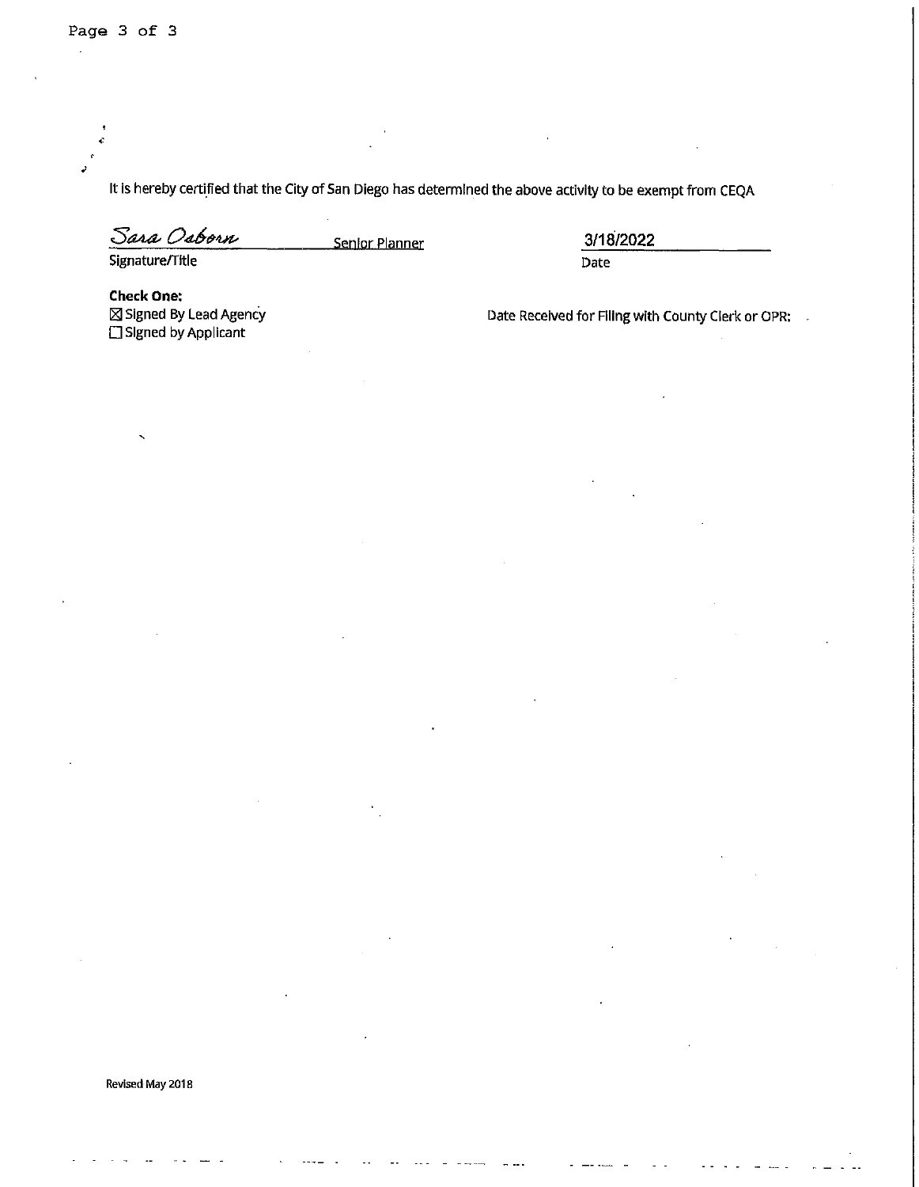It is hereby certified that the City of San Diego has determined the above activity to be exempt from CEQA

Sara Osborn Senior Planner

Signature/Title

3/18/2022

Date

**Check One:**

☒ Signed By Lead Agency

☐ Signed by Applicant

Date Received for Filing with County Clerk or OPR:

Revised May 2018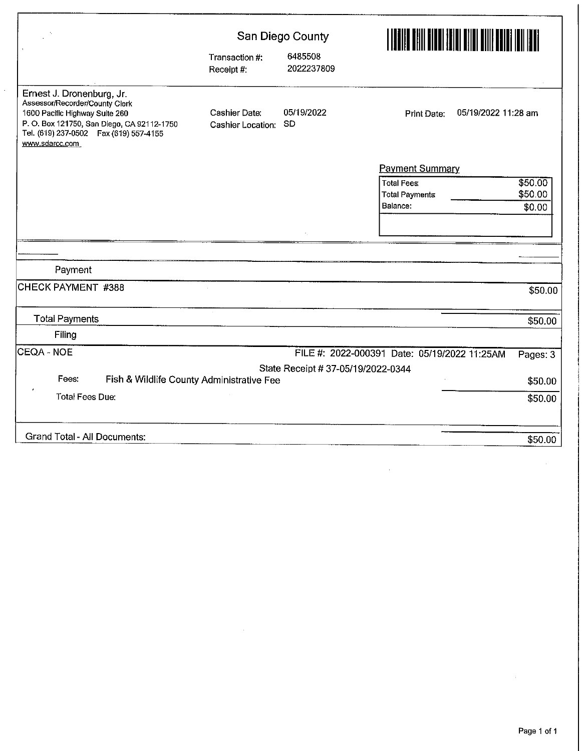# San Diego County

Transaction #: 6485508
Receipt #: 2022237809

Ernest J. Dronenburg, Jr.
Assessor/Recorder/County Clerk
1600 Pacific Highway Suite 260
P. O. Box 121750, San Diego, CA 92112-1750
Tel. (619) 237-0502 Fax (619) 557-4155
www.sdarcc.com

Cashier Date: 05/19/2022
Cashier Location: SD

Print Date: 05/19/2022 11:28 am

**Payment Summary**

| | |
|---|---|
| Total Fees | $50.00 |
| Total Payments | $50.00 |
| Balance: | $0.00 |

**Payment**

| | |
|---|---|
| CHECK PAYMENT #388 | $50.00 |
| Total Payments | $50.00 |

**Filing**

CEQA - NOE — FILE #: 2022-000391 Date: 05/19/2022 11:25AM Pages: 3

State Receipt # 37-05/19/2022-0344

| | |
|---|---|
| Fees: Fish & Wildlife County Administrative Fee | $50.00 |
| Total Fees Due: | $50.00 |
| Grand Total - All Documents: | $50.00 |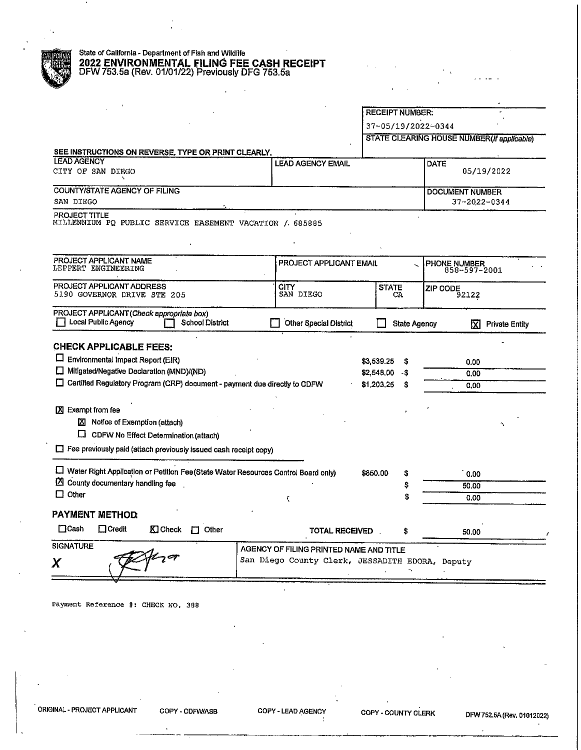State of California - Department of Fish and Wildlife

# 2022 ENVIRONMENTAL FILING FEE CASH RECEIPT

DFW 753.5a (Rev. 01/01/22) Previously DFG 753.5a

**RECEIPT NUMBER:** 37-05/19/2022-0344

**STATE CLEARING HOUSE NUMBER** (If applicable)

SEE INSTRUCTIONS ON REVERSE. TYPE OR PRINT CLEARLY.

| LEAD AGENCY | LEAD AGENCY EMAIL | DATE |
|---|---|---|
| CITY OF SAN DIEGO | | 05/19/2022 |

| COUNTY/STATE AGENCY OF FILING | DOCUMENT NUMBER |
|---|---|
| SAN DIEGO | 37-2022-0344 |

PROJECT TITLE
MILLENNIUM PQ PUBLIC SERVICE EASEMENT VACATION / 685885

| PROJECT APPLICANT NAME | PROJECT APPLICANT EMAIL | PHONE NUMBER |
|---|---|---|
| LEPPERT ENGINEERING | | 858-597-2001 |

| PROJECT APPLICANT ADDRESS | CITY | STATE | ZIP CODE |
|---|---|---|---|
| 5190 GOVERNOR DRIVE STE 205 | SAN DIEGO | CA | 92122 |

PROJECT APPLICANT (Check appropriate box)
☐ Local Public Agency ☐ School District ☐ Other Special District ☐ State Agency ☒ Private Entity

## CHECK APPLICABLE FEES:

| | | |
|---|---|---|
| ☐ Environmental Impact Report (EIR) | $3,539.25 | $ 0.00 |
| ☐ Mitigated/Negative Declaration (MND)/(ND) | $2,548.00 | $ 0.00 |
| ☐ Certified Regulatory Program (CRP) document - payment due directly to CDFW | $1,203.25 | $ 0.00 |

☒ Exempt from fee
- ☒ Notice of Exemption (attach)
- ☐ CDFW No Effect Determination (attach)

☐ Fee previously paid (attach previously issued cash receipt copy)

| | | |
|---|---|---|
| ☐ Water Right Application or Petition Fee (State Water Resources Control Board only) | $850.00 | $ 0.00 |
| ☒ County documentary handling fee | | $ 50.00 |
| ☐ Other | | $ 0.00 |

## PAYMENT METHOD

☐ Cash ☐ Credit ☒ Check ☐ Other

**TOTAL RECEIVED** $ 50.00

| SIGNATURE | AGENCY OF FILING PRINTED NAME AND TITLE |
|---|---|
| X [signature] | San Diego County Clerk, JESSADITH EDORA, Deputy |

Payment Reference #: CHECK NO. 388

ORIGINAL - PROJECT APPLICANT COPY - CDFW/ASB COPY - LEAD AGENCY COPY - COUNTY CLERK DFW 753.5A (Rev. 01012022)